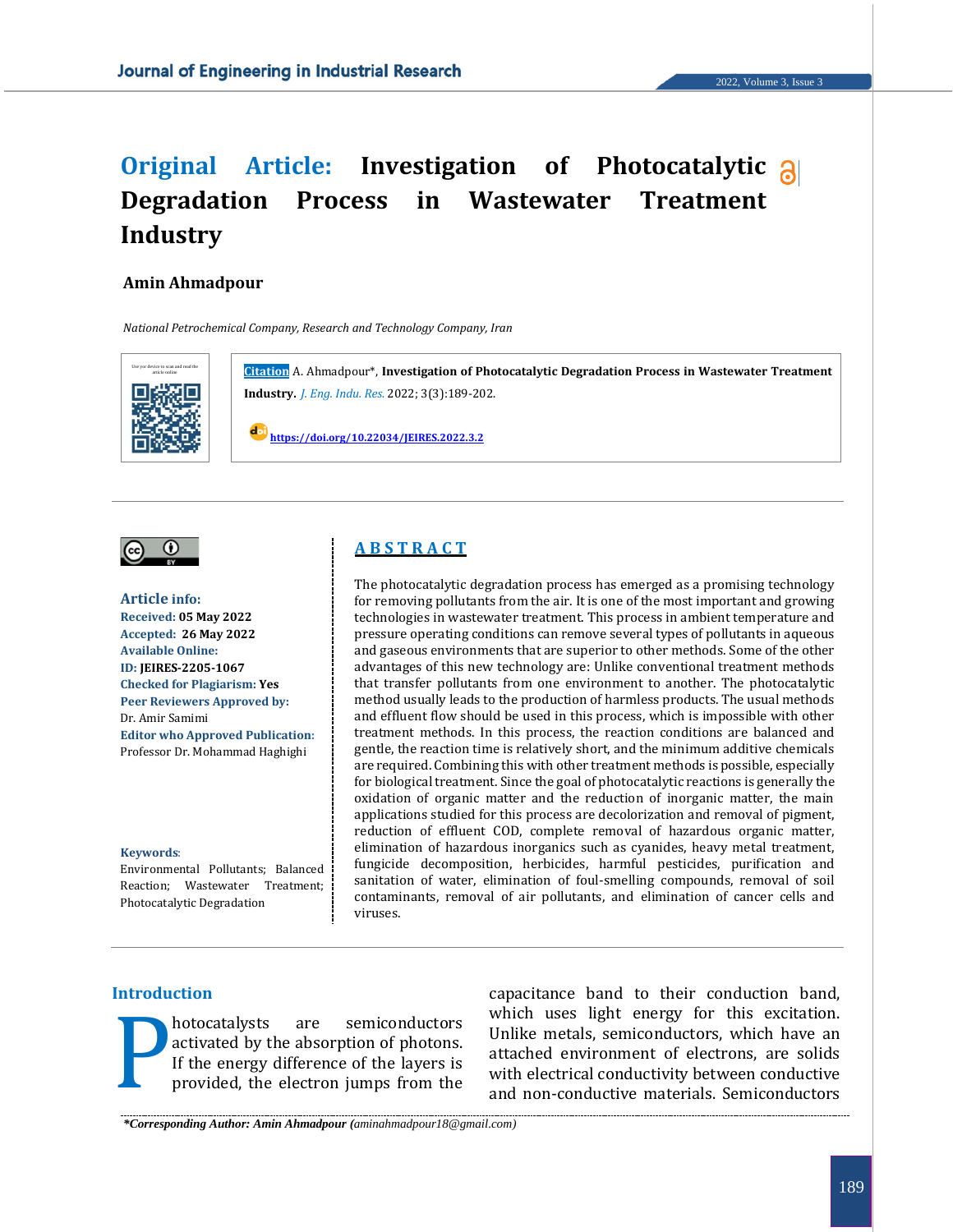# Original Article: Investigation of Photocatalytic Degradation Process in Wastewater Treatment Industry

**Amin Ahmadpour**

*National Petrochemical Company, Research and Technology Company, Iran*

**Citation** A. Ahmadpour*, **Investigation of Photocatalytic Degradation Process in Wastewater Treatment Industry.** *J. Eng. Indu. Res.* 2022; 3(3):189-202.

https://doi.org/10.22034/JEIRES.2022.3.2

**Article info:**
**Received:** 05 May 2022
**Accepted:** 26 May 2022
**Available Online:**
**ID:** JEIRES-2205-1067
**Checked for Plagiarism:** Yes
**Peer Reviewers Approved by:**
Dr. Amir Samimi
**Editor who Approved Publication:**
Professor Dr. Mohammad Haghighi

**Keywords**:
Environmental Pollutants; Balanced Reaction; Wastewater Treatment; Photocatalytic Degradation

## ABSTRACT

The photocatalytic degradation process has emerged as a promising technology for removing pollutants from the air. It is one of the most important and growing technologies in wastewater treatment. This process in ambient temperature and pressure operating conditions can remove several types of pollutants in aqueous and gaseous environments that are superior to other methods. Some of the other advantages of this new technology are: Unlike conventional treatment methods that transfer pollutants from one environment to another. The photocatalytic method usually leads to the production of harmless products. The usual methods and effluent flow should be used in this process, which is impossible with other treatment methods. In this process, the reaction conditions are balanced and gentle, the reaction time is relatively short, and the minimum additive chemicals are required. Combining this with other treatment methods is possible, especially for biological treatment. Since the goal of photocatalytic reactions is generally the oxidation of organic matter and the reduction of inorganic matter, the main applications studied for this process are decolorization and removal of pigment, reduction of effluent COD, complete removal of hazardous organic matter, elimination of hazardous inorganics such as cyanides, heavy metal treatment, fungicide decomposition, herbicides, harmful pesticides, purification and sanitation of water, elimination of foul-smelling compounds, removal of soil contaminants, removal of air pollutants, and elimination of cancer cells and viruses.

## Introduction

Photocatalysts are semiconductors activated by the absorption of photons. If the energy difference of the layers is provided, the electron jumps from the capacitance band to their conduction band, which uses light energy for this excitation. Unlike metals, semiconductors, which have an attached environment of electrons, are solids with electrical conductivity between conductive and non-conductive materials. Semiconductors

*Corresponding Author: Amin Ahmadpour (aminahmadpour18@gmail.com)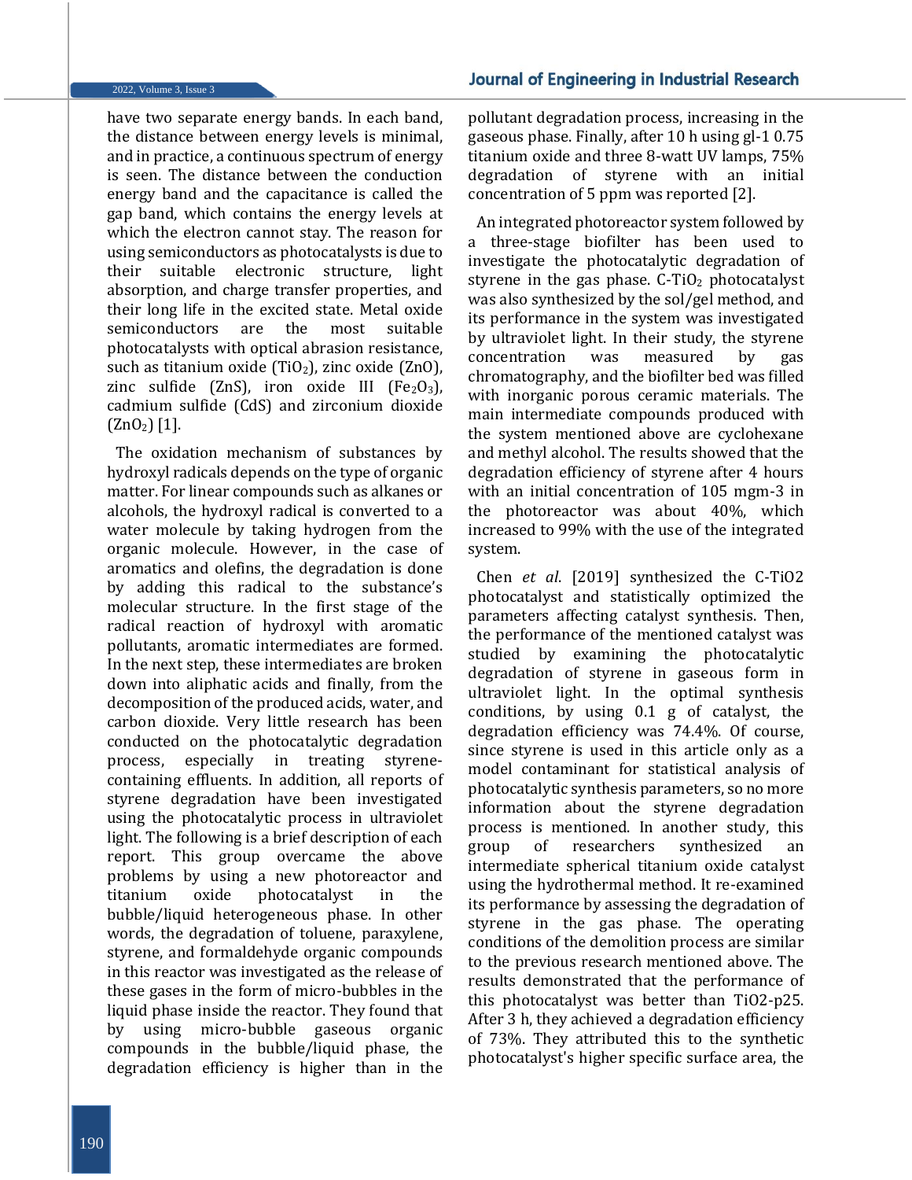have two separate energy bands. In each band, the distance between energy levels is minimal, and in practice, a continuous spectrum of energy is seen. The distance between the conduction energy band and the capacitance is called the gap band, which contains the energy levels at which the electron cannot stay. The reason for using semiconductors as photocatalysts is due to their suitable electronic structure, light absorption, and charge transfer properties, and their long life in the excited state. Metal oxide semiconductors are the most suitable photocatalysts with optical abrasion resistance, such as titanium oxide ($TiO_2$), zinc oxide (ZnO), zinc sulfide (ZnS), iron oxide III ($Fe_2O_3$), cadmium sulfide (CdS) and zirconium dioxide ($ZnO_2$) [1].

The oxidation mechanism of substances by hydroxyl radicals depends on the type of organic matter. For linear compounds such as alkanes or alcohols, the hydroxyl radical is converted to a water molecule by taking hydrogen from the organic molecule. However, in the case of aromatics and olefins, the degradation is done by adding this radical to the substance's molecular structure. In the first stage of the radical reaction of hydroxyl with aromatic pollutants, aromatic intermediates are formed. In the next step, these intermediates are broken down into aliphatic acids and finally, from the decomposition of the produced acids, water, and carbon dioxide. Very little research has been conducted on the photocatalytic degradation process, especially in treating styrene-containing effluents. In addition, all reports of styrene degradation have been investigated using the photocatalytic process in ultraviolet light. The following is a brief description of each report. This group overcame the above problems by using a new photoreactor and titanium oxide photocatalyst in the bubble/liquid heterogeneous phase. In other words, the degradation of toluene, paraxylene, styrene, and formaldehyde organic compounds in this reactor was investigated as the release of these gases in the form of micro-bubbles in the liquid phase inside the reactor. They found that by using micro-bubble gaseous organic compounds in the bubble/liquid phase, the degradation efficiency is higher than in the pollutant degradation process, increasing in the gaseous phase. Finally, after 10 h using gl-1 0.75 titanium oxide and three 8-watt UV lamps, 75% degradation of styrene with an initial concentration of 5 ppm was reported [2].

An integrated photoreactor system followed by a three-stage biofilter has been used to investigate the photocatalytic degradation of styrene in the gas phase. C-$TiO_2$ photocatalyst was also synthesized by the sol/gel method, and its performance in the system was investigated by ultraviolet light. In their study, the styrene concentration was measured by gas chromatography, and the biofilter bed was filled with inorganic porous ceramic materials. The main intermediate compounds produced with the system mentioned above are cyclohexane and methyl alcohol. The results showed that the degradation efficiency of styrene after 4 hours with an initial concentration of 105 mgm-3 in the photoreactor was about 40%, which increased to 99% with the use of the integrated system.

Chen *et al*. [2019] synthesized the C-TiO2 photocatalyst and statistically optimized the parameters affecting catalyst synthesis. Then, the performance of the mentioned catalyst was studied by examining the photocatalytic degradation of styrene in gaseous form in ultraviolet light. In the optimal synthesis conditions, by using 0.1 g of catalyst, the degradation efficiency was 74.4%. Of course, since styrene is used in this article only as a model contaminant for statistical analysis of photocatalytic synthesis parameters, so no more information about the styrene degradation process is mentioned. In another study, this group of researchers synthesized an intermediate spherical titanium oxide catalyst using the hydrothermal method. It re-examined its performance by assessing the degradation of styrene in the gas phase. The operating conditions of the demolition process are similar to the previous research mentioned above. The results demonstrated that the performance of this photocatalyst was better than TiO2-p25. After 3 h, they achieved a degradation efficiency of 73%. They attributed this to the synthetic photocatalyst's higher specific surface area, the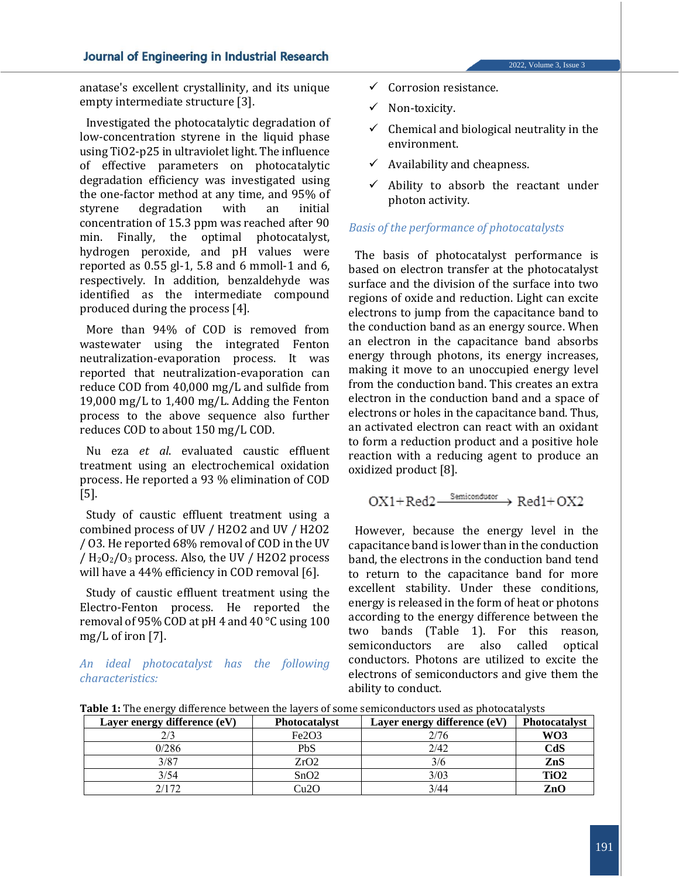anatase's excellent crystallinity, and its unique empty intermediate structure [3].

Investigated the photocatalytic degradation of low-concentration styrene in the liquid phase using TiO2-p25 in ultraviolet light. The influence of effective parameters on photocatalytic degradation efficiency was investigated using the one-factor method at any time, and 95% of styrene degradation with an initial concentration of 15.3 ppm was reached after 90 min. Finally, the optimal photocatalyst, hydrogen peroxide, and pH values were reported as 0.55 gl-1, 5.8 and 6 mmoll-1 and 6, respectively. In addition, benzaldehyde was identified as the intermediate compound produced during the process [4].

More than 94% of COD is removed from wastewater using the integrated Fenton neutralization-evaporation process. It was reported that neutralization-evaporation can reduce COD from 40,000 mg/L and sulfide from 19,000 mg/L to 1,400 mg/L. Adding the Fenton process to the above sequence also further reduces COD to about 150 mg/L COD.

Nu eza *et al.* evaluated caustic effluent treatment using an electrochemical oxidation process. He reported a 93 % elimination of COD [5].

Study of caustic effluent treatment using a combined process of UV / H2O2 and UV / H2O2 / O3. He reported 68% removal of COD in the UV / $H_2O_2/O_3$ process. Also, the UV / H2O2 process will have a 44% efficiency in COD removal [6].

Study of caustic effluent treatment using the Electro-Fenton process. He reported the removal of 95% COD at pH 4 and 40 °C using 100 mg/L of iron [7].

*An ideal photocatalyst has the following characteristics:*

- ✓ Corrosion resistance.
- ✓ Non-toxicity.
- ✓ Chemical and biological neutrality in the environment.
- ✓ Availability and cheapness.
- ✓ Ability to absorb the reactant under photon activity.

*Basis of the performance of photocatalysts*

The basis of photocatalyst performance is based on electron transfer at the photocatalyst surface and the division of the surface into two regions of oxide and reduction. Light can excite electrons to jump from the capacitance band to the conduction band as an energy source. When an electron in the capacitance band absorbs energy through photons, its energy increases, making it move to an unoccupied energy level from the conduction band. This creates an extra electron in the conduction band and a space of electrons or holes in the capacitance band. Thus, an activated electron can react with an oxidant to form a reduction product and a positive hole reaction with a reducing agent to produce an oxidized product [8].

$$\text{OX1} + \text{Red2} \xrightarrow{\text{Semiconductor}} \text{Red1} + \text{OX2}$$

However, because the energy level in the capacitance band is lower than in the conduction band, the electrons in the conduction band tend to return to the capacitance band for more excellent stability. Under these conditions, energy is released in the form of heat or photons according to the energy difference between the two bands (Table 1). For this reason, semiconductors are also called optical conductors. Photons are utilized to excite the electrons of semiconductors and give them the ability to conduct.

**Table 1:** The energy difference between the layers of some semiconductors used as photocatalysts

| Layer energy difference (eV) | Photocatalyst | Layer energy difference (eV) | Photocatalyst |
|---|---|---|---|
| 2/3 | Fe2O3 | 2/76 | **WO3** |
| 0/286 | PbS | 2/42 | **CdS** |
| 3/87 | ZrO2 | 3/6 | **ZnS** |
| 3/54 | SnO2 | 3/03 | **TiO2** |
| 2/172 | Cu2O | 3/44 | **ZnO** |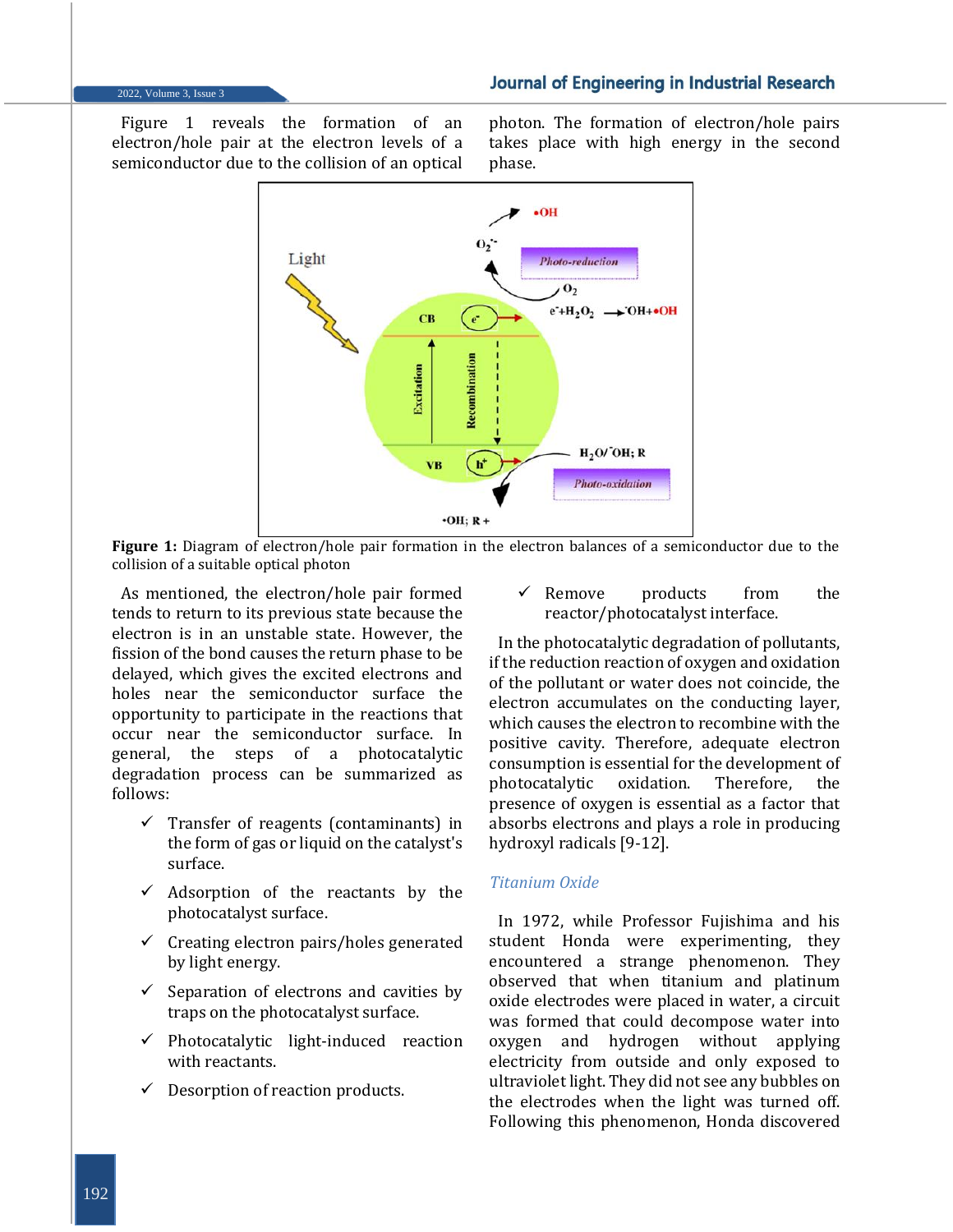Figure 1 reveals the formation of an electron/hole pair at the electron levels of a semiconductor due to the collision of an optical photon. The formation of electron/hole pairs takes place with high energy in the second phase.

**Figure 1:** Diagram of electron/hole pair formation in the electron balances of a semiconductor due to the collision of a suitable optical photon

As mentioned, the electron/hole pair formed tends to return to its previous state because the electron is in an unstable state. However, the fission of the bond causes the return phase to be delayed, which gives the excited electrons and holes near the semiconductor surface the opportunity to participate in the reactions that occur near the semiconductor surface. In general, the steps of a photocatalytic degradation process can be summarized as follows:

- ✓ Transfer of reagents (contaminants) in the form of gas or liquid on the catalyst's surface.
- ✓ Adsorption of the reactants by the photocatalyst surface.
- ✓ Creating electron pairs/holes generated by light energy.
- ✓ Separation of electrons and cavities by traps on the photocatalyst surface.
- ✓ Photocatalytic light-induced reaction with reactants.
- ✓ Desorption of reaction products.
- ✓ Remove products from the reactor/photocatalyst interface.

In the photocatalytic degradation of pollutants, if the reduction reaction of oxygen and oxidation of the pollutant or water does not coincide, the electron accumulates on the conducting layer, which causes the electron to recombine with the positive cavity. Therefore, adequate electron consumption is essential for the development of photocatalytic oxidation. Therefore, the presence of oxygen is essential as a factor that absorbs electrons and plays a role in producing hydroxyl radicals [9-12].

### *Titanium Oxide*

In 1972, while Professor Fujishima and his student Honda were experimenting, they encountered a strange phenomenon. They observed that when titanium and platinum oxide electrodes were placed in water, a circuit was formed that could decompose water into oxygen and hydrogen without applying electricity from outside and only exposed to ultraviolet light. They did not see any bubbles on the electrodes when the light was turned off. Following this phenomenon, Honda discovered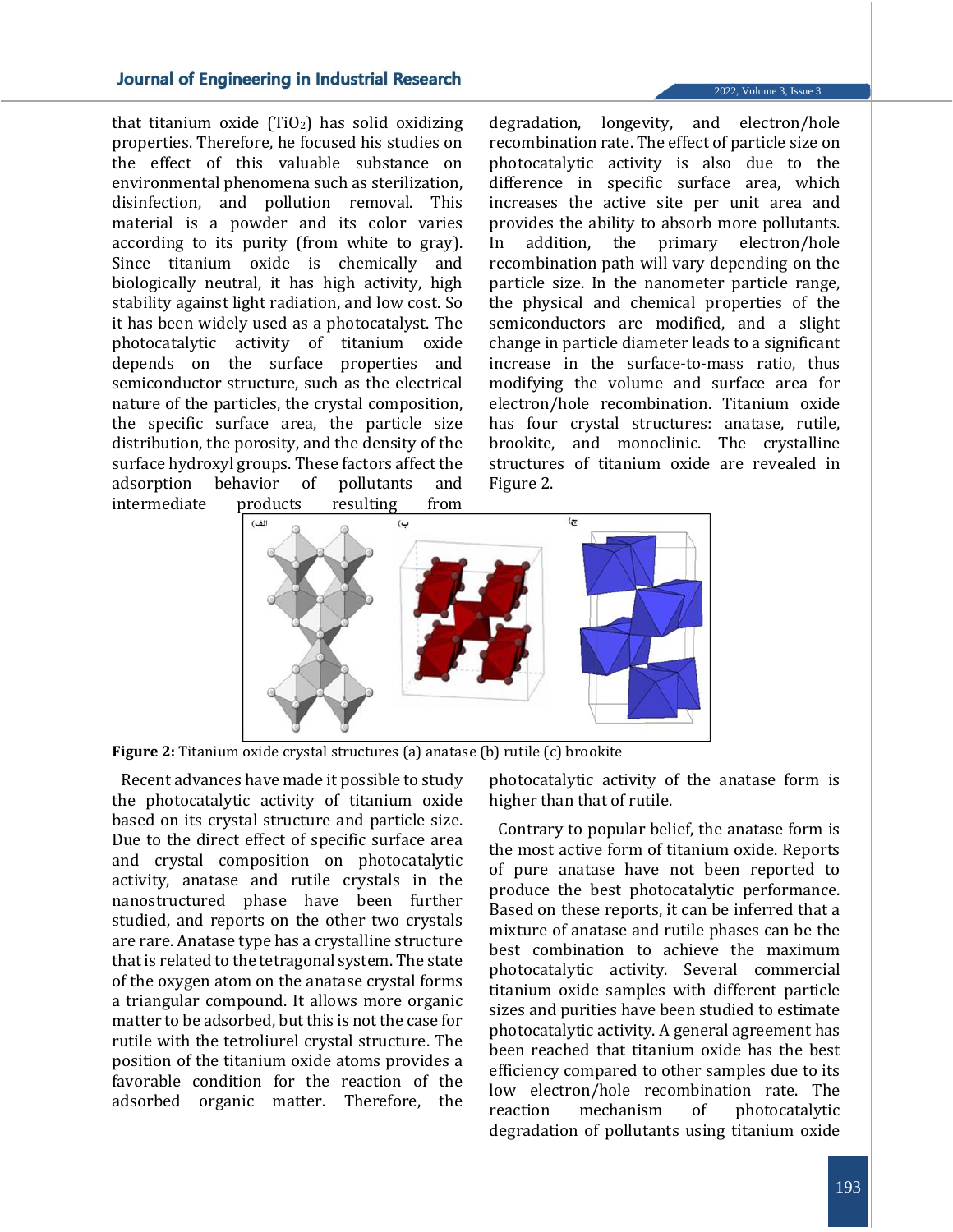that titanium oxide ($TiO_2$) has solid oxidizing properties. Therefore, he focused his studies on the effect of this valuable substance on environmental phenomena such as sterilization, disinfection, and pollution removal. This material is a powder and its color varies according to its purity (from white to gray). Since titanium oxide is chemically and biologically neutral, it has high activity, high stability against light radiation, and low cost. So it has been widely used as a photocatalyst. The photocatalytic activity of titanium oxide depends on the surface properties and semiconductor structure, such as the electrical nature of the particles, the crystal composition, the specific surface area, the particle size distribution, the porosity, and the density of the surface hydroxyl groups. These factors affect the adsorption behavior of pollutants and intermediate products resulting from degradation, longevity, and electron/hole recombination rate. The effect of particle size on photocatalytic activity is also due to the difference in specific surface area, which increases the active site per unit area and provides the ability to absorb more pollutants. In addition, the primary electron/hole recombination path will vary depending on the particle size. In the nanometer particle range, the physical and chemical properties of the semiconductors are modified, and a slight change in particle diameter leads to a significant increase in the surface-to-mass ratio, thus modifying the volume and surface area for electron/hole recombination. Titanium oxide has four crystal structures: anatase, rutile, brookite, and monoclinic. The crystalline structures of titanium oxide are revealed in Figure 2.

**Figure 2:** Titanium oxide crystal structures (a) anatase (b) rutile (c) brookite

Recent advances have made it possible to study the photocatalytic activity of titanium oxide based on its crystal structure and particle size. Due to the direct effect of specific surface area and crystal composition on photocatalytic activity, anatase and rutile crystals in the nanostructured phase have further studied, and reports on the other two crystals are rare. Anatase type has a crystalline structure that is related to the tetragonal system. The state of the oxygen atom on the anatase crystal forms a triangular compound. It allows more organic matter to be adsorbed, but this is not the case for rutile with the tetroliurel crystal structure. The position of the titanium oxide atoms provides a favorable condition for the reaction of the adsorbed organic matter. Therefore, the photocatalytic activity of the anatase form is higher than that of rutile.

Contrary to popular belief, the anatase form is the most active form of titanium oxide. Reports of pure anatase have not been reported to produce the best photocatalytic performance. Based on these reports, it can be inferred that a mixture of anatase and rutile phases can be the best combination to achieve the maximum photocatalytic activity. Several commercial titanium oxide samples with different particle sizes and purities have been studied to estimate photocatalytic activity. A general agreement has been reached that titanium oxide has the best efficiency compared to other samples due to its low electron/hole recombination rate. The reaction mechanism of photocatalytic degradation of pollutants using titanium oxide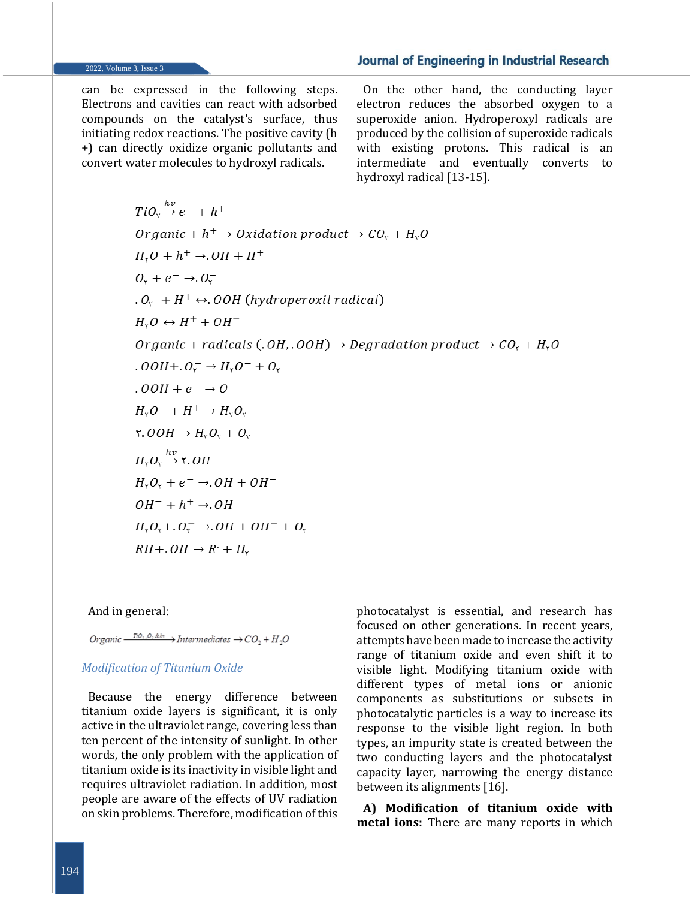can be expressed in the following steps. Electrons and cavities can react with adsorbed compounds on the catalyst's surface, thus initiating redox reactions. The positive cavity (h +) can directly oxidize organic pollutants and convert water molecules to hydroxyl radicals.

On the other hand, the conducting layer electron reduces the absorbed oxygen to a superoxide anion. Hydroperoxyl radicals are produced by the collision of superoxide radicals with existing protons. This radical is an intermediate and eventually converts to hydroxyl radical [13-15].

$$TiO_2 \xrightarrow{hv} e^- + h^+$$

$$Organic + h^+ \rightarrow Oxidation\ product \rightarrow CO_2 + H_2O$$

$$H_2O + h^+ \rightarrow .OH + H^+$$

$$O_2 + e^- \rightarrow .O_2^-$$

$$.O_2^- + H^+ \leftrightarrow .OOH\ (hydroperoxil\ radical)$$

$$H_2O \leftrightarrow H^+ + OH^-$$

$$Organic + radicals\ (.OH, .OOH) \rightarrow Degradation\ product \rightarrow CO_2 + H_2O$$

$$.OOH + .O_2^- \rightarrow H_2O^- + O_2$$

$$.OOH + e^- \rightarrow O^-$$

$$H_2O^- + H^+ \rightarrow H_2O_2$$

$$2.OOH \rightarrow H_2O_2 + O_2$$

$$H_2O_2 \xrightarrow{hv} 2.OH$$

$$H_2O_2 + e^- \rightarrow .OH + OH^-$$

$$OH^- + h^+ \rightarrow .OH$$

$$H_2O_2 + .O_2^- \rightarrow .OH + OH^- + O_2$$

$$RH + .OH \rightarrow R^{\cdot} + H_2$$

And in general:

$$Organic \xrightarrow{TiO_2, O_2 \& hv} Intermediates \rightarrow CO_2 + H_2O$$

### *Modification of Titanium Oxide*

Because the energy difference between titanium oxide layers is significant, it is only active in the ultraviolet range, covering less than ten percent of the intensity of sunlight. In other words, the only problem with the application of titanium oxide is its inactivity in visible light and requires ultraviolet radiation. In addition, most people are aware of the effects of UV radiation on skin problems. Therefore, modification of this photocatalyst is essential, and research has focused on other generations. In recent years, attempts have been made to increase the activity range of titanium oxide and even shift it to visible light. Modifying titanium oxide with different types of metal ions or anionic components as substitutions or subsets in photocatalytic particles is a way to increase its response to the visible light region. In both types, an impurity state is created between the two conducting layers and the photocatalyst capacity layer, narrowing the energy distance between its alignments [16].

**A) Modification of titanium oxide with metal ions:** There are many reports in which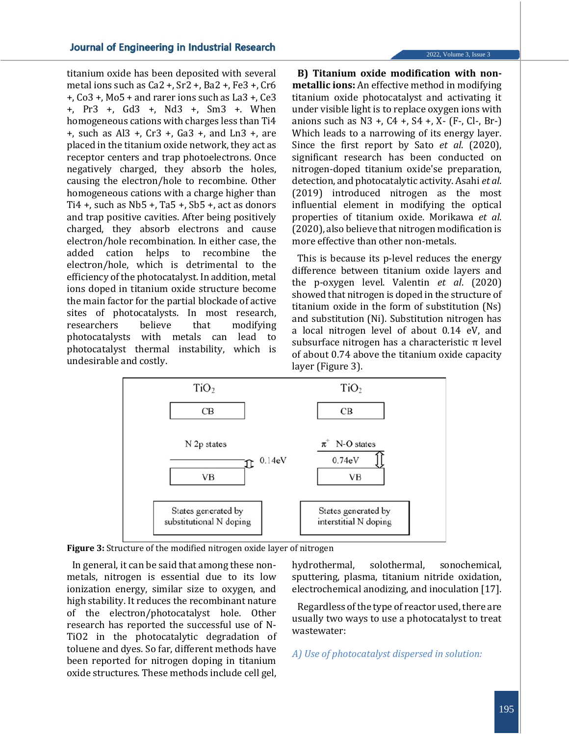titanium oxide has been deposited with several metal ions such as $Ca^{2+}$, $Sr^{2+}$, $Ba^{2+}$, $Fe^{3+}$, $Cr^{6+}$, $Co^{3+}$, $Mo^{5+}$ and rarer ions such as $La^{3+}$, $Ce^{3+}$, $Pr^{3+}$, $Gd^{3+}$, $Nd^{3+}$, $Sm^{3+}$. When homogeneous cations with charges less than $Ti^{4+}$, such as $Al^{3+}$, $Cr^{3+}$, $Ga^{3+}$, and $Ln^{3+}$, are placed in the titanium oxide network, they act as receptor centers and trap photoelectrons. Once negatively charged, they absorb the holes, causing the electron/hole to recombine. Other homogeneous cations with a charge higher than $Ti^{4+}$, such as $Nb^{5+}$, $Ta^{5+}$, $Sb^{5+}$, act as donors and trap positive cavities. After being positively charged, they absorb electrons and cause electron/hole recombination. In either case, the added cation helps to recombine the electron/hole, which is detrimental to the efficiency of the photocatalyst. In addition, metal ions doped in titanium oxide structure become the main factor for the partial blockade of active sites of photocatalysts. In most research, researchers believe that modifying photocatalysts with metals can lead to photocatalyst thermal instability, which is undesirable and costly.

**B) Titanium oxide modification with non-metallic ions:** An effective method in modifying titanium oxide photocatalyst and activating it under visible light is to replace oxygen ions with anions such as $N^{3+}$, $C^{4+}$, $S^{4+}$, $X^-$ ($F^-$, $Cl^-$, $Br^-$) Which leads to a narrowing of its energy layer. Since the first report by Sato *et al*. (2020), significant research has been conducted on nitrogen-doped titanium oxide'se preparation, detection, and photocatalytic activity. Asahi *et al.* (2019) introduced nitrogen as the most influential element in modifying the optical properties of titanium oxide. Morikawa *et al.* (2020), also believe that nitrogen modification is more effective than other non-metals.

This is because its p-level reduces the energy difference between titanium oxide layers and the p-oxygen level. Valentin *et al*. (2020) showed that nitrogen is doped in the structure of titanium oxide in the form of substitution (Ns) and substitution (Ni). Substitution nitrogen has a local nitrogen level of about 0.14 eV, and subsurface nitrogen has a characteristic π level of about 0.74 above the titanium oxide capacity layer (Figure 3).

| $TiO_2$ | $TiO_2$ |
|---|---|
| CB | CB |
| N 2p states (0.14eV above VB) | $\pi^*$ N-O states (0.74eV above VB) |
| VB | VB |
| States generated by substitutional N doping | States generated by interstitial N doping |

**Figure 3:** Structure of the modified nitrogen oxide layer of nitrogen

In general, it can be said that among these non-metals, nitrogen is essential due to its low ionization energy, similar size to oxygen, and high stability. It reduces the recombinant nature of the electron/photocatalyst hole. Other research has reported the successful use of N-$TiO_2$ in the photocatalytic degradation of toluene and dyes. So far, different methods have been reported for nitrogen doping in titanium oxide structures. These methods include cell gel, hydrothermal, solothermal, sonochemical, sputtering, plasma, titanium nitride oxidation, electrochemical anodizing, and inoculation [17].

Regardless of the type of reactor used, there are usually two ways to use a photocatalyst to treat wastewater:

*A) Use of photocatalyst dispersed in solution:*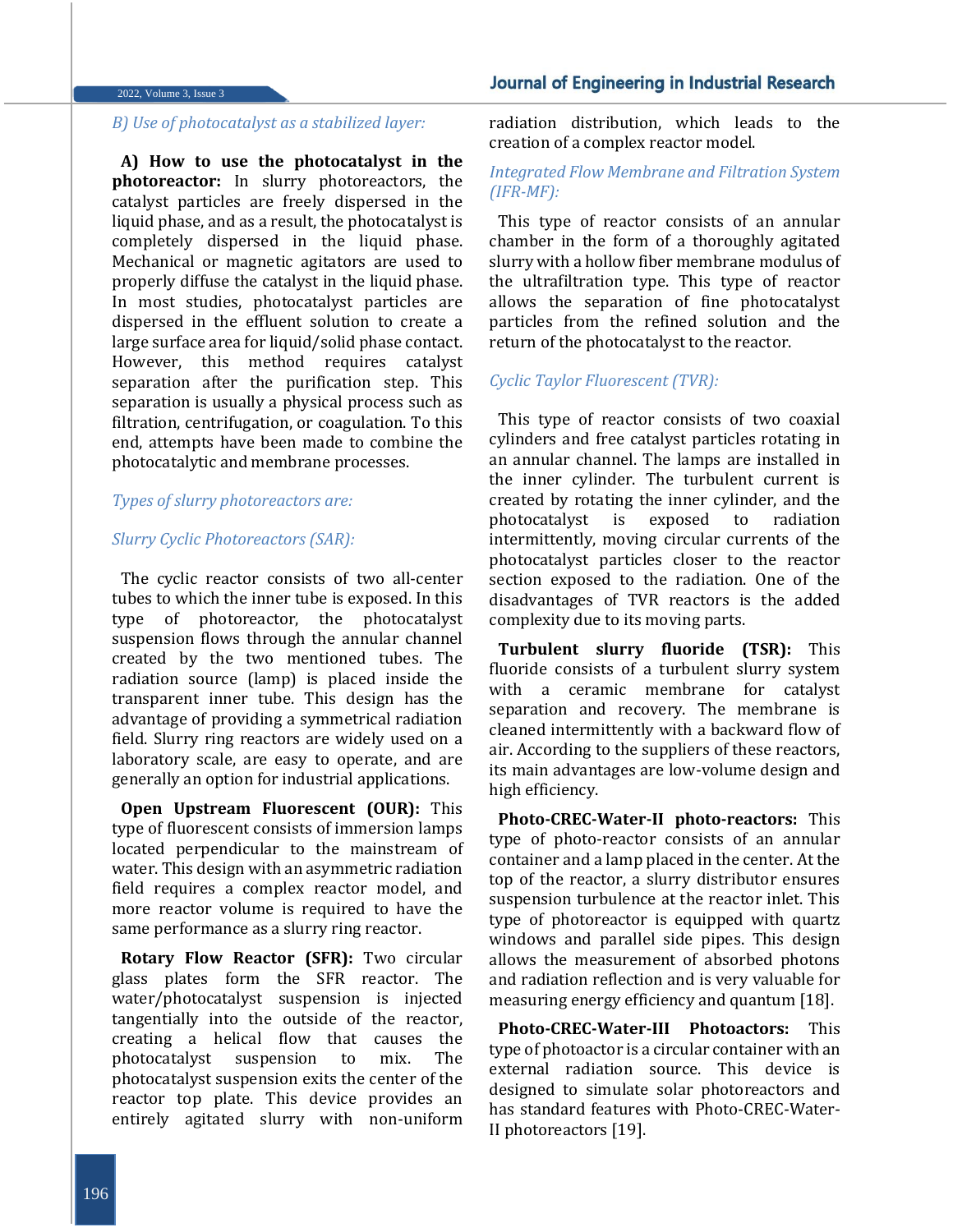*B) Use of photocatalyst as a stabilized layer:*

**A) How to use the photocatalyst in the photoreactor:** In slurry photoreactors, the catalyst particles are freely dispersed in the liquid phase, and as a result, the photocatalyst is completely dispersed in the liquid phase. Mechanical or magnetic agitators are used to properly diffuse the catalyst in the liquid phase. In most studies, photocatalyst particles are dispersed in the effluent solution to create a large surface area for liquid/solid phase contact. However, this method requires catalyst separation after the purification step. This separation is usually a physical process such as filtration, centrifugation, or coagulation. To this end, attempts have been made to combine the photocatalytic and membrane processes.

*Types of slurry photoreactors are:*

*Slurry Cyclic Photoreactors (SAR):*

The cyclic reactor consists of two all-center tubes to which the inner tube is exposed. In this type of photoreactor, the photocatalyst suspension flows through the annular channel created by the two mentioned tubes. The radiation source (lamp) is placed inside the transparent inner tube. This design has the advantage of providing a symmetrical radiation field. Slurry ring reactors are widely used on a laboratory scale, are easy to operate, and are generally an option for industrial applications.

**Open Upstream Fluorescent (OUR):** This type of fluorescent consists of immersion lamps located perpendicular to the mainstream of water. This design with an asymmetric radiation field requires a complex reactor model, and more reactor volume is required to have the same performance as a slurry ring reactor.

**Rotary Flow Reactor (SFR):** Two circular glass plates form the SFR reactor. The water/photocatalyst suspension is injected tangentially into the outside of the reactor, creating a helical flow that causes the photocatalyst suspension to mix. The photocatalyst suspension exits the center of the reactor top plate. This device provides an entirely agitated slurry with non-uniform radiation distribution, which leads to the creation of a complex reactor model.

*Integrated Flow Membrane and Filtration System (IFR-MF):*

This type of reactor consists of an annular chamber in the form of a thoroughly agitated slurry with a hollow fiber membrane modulus of the ultrafiltration type. This type of reactor allows the separation of fine photocatalyst particles from the refined solution and the return of the photocatalyst to the reactor.

*Cyclic Taylor Fluorescent (TVR):*

This type of reactor consists of two coaxial cylinders and free catalyst particles rotating in an annular channel. The lamps are installed in the inner cylinder. The turbulent current is created by rotating the inner cylinder, and the photocatalyst is exposed to radiation intermittently, moving circular currents of the photocatalyst particles closer to the reactor section exposed to the radiation. One of the disadvantages of TVR reactors is the added complexity due to its moving parts.

**Turbulent slurry fluoride (TSR):** This fluoride consists of a turbulent slurry system with a ceramic membrane for catalyst separation and recovery. The membrane is cleaned intermittently with a backward flow of air. According to the suppliers of these reactors, its main advantages are low-volume design and high efficiency.

**Photo-CREC-Water-II photo-reactors:** This type of photo-reactor consists of an annular container and a lamp placed in the center. At the top of the reactor, a slurry distributor ensures suspension turbulence at the reactor inlet. This type of photoreactor is equipped with quartz windows and parallel side pipes. This design allows the measurement of absorbed photons and radiation reflection and is very valuable for measuring energy efficiency and quantum [18].

**Photo-CREC-Water-III Photoactors:** This type of photoactor is a circular container with an external radiation source. This device is designed to simulate solar photoreactors and has standard features with Photo-CREC-Water-II photoreactors [19].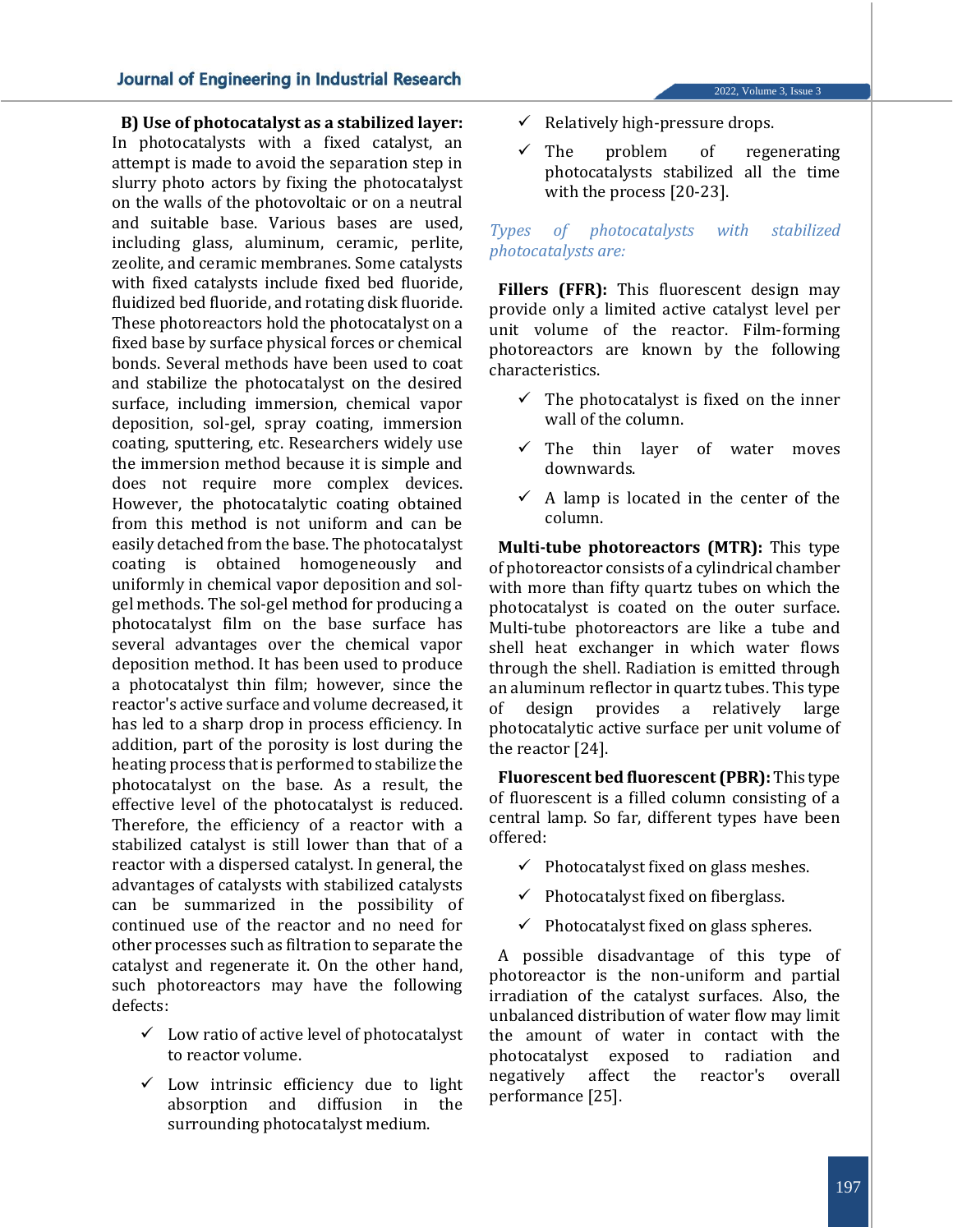**B) Use of photocatalyst as a stabilized layer:** In photocatalysts with a fixed catalyst, an attempt is made to avoid the separation step in slurry photo actors by fixing the photocatalyst on the walls of the photovoltaic or on a neutral and suitable base. Various bases are used, including glass, aluminum, ceramic, perlite, zeolite, and ceramic membranes. Some catalysts with fixed catalysts include fixed bed fluoride, fluidized bed fluoride, and rotating disk fluoride. These photoreactors hold the photocatalyst on a fixed base by surface physical forces or chemical bonds. Several methods have been used to coat and stabilize the photocatalyst on the desired surface, including immersion, chemical vapor deposition, sol-gel, spray coating, immersion coating, sputtering, etc. Researchers widely use the immersion method because it is simple and does not require more complex devices. However, the photocatalytic coating obtained from this method is not uniform and can be easily detached from the base. The photocatalyst coating is obtained homogeneously and uniformly in chemical vapor deposition and sol-gel methods. The sol-gel method for producing a photocatalyst film on the base surface has several advantages over the chemical vapor deposition method. It has been used to produce a photocatalyst thin film; however, since the reactor's active surface and volume decreased, it has led to a sharp drop in process efficiency. In addition, part of the porosity is lost during the heating process that is performed to stabilize the photocatalyst on the base. As a result, the effective level of the photocatalyst is reduced. Therefore, the efficiency of a reactor with a stabilized catalyst is still lower than that of a reactor with a dispersed catalyst. In general, the advantages of catalysts with stabilized catalysts can be summarized in the possibility of continued use of the reactor and no need for other processes such as filtration to separate the catalyst and regenerate it. On the other hand, such photoreactors may have the following defects:

- ✓ Low ratio of active level of photocatalyst to reactor volume.
- ✓ Low intrinsic efficiency due to light absorption and diffusion in the surrounding photocatalyst medium.
- ✓ Relatively high-pressure drops.
- ✓ The problem of regenerating photocatalysts stabilized all the time with the process [20-23].

*Types of photocatalysts with stabilized photocatalysts are:*

**Fillers (FFR):** This fluorescent design may provide only a limited active catalyst level per unit volume of the reactor. Film-forming photoreactors are known by the following characteristics.

- ✓ The photocatalyst is fixed on the inner wall of the column.
- ✓ The thin layer of water moves downwards.
- ✓ A lamp is located in the center of the column.

**Multi-tube photoreactors (MTR):** This type of photoreactor consists of a cylindrical chamber with more than fifty quartz tubes on which the photocatalyst is coated on the outer surface. Multi-tube photoreactors are like a tube and shell heat exchanger in which water flows through the shell. Radiation is emitted through an aluminum reflector in quartz tubes. This type of design provides a relatively large photocatalytic active surface per unit volume of the reactor [24].

**Fluorescent bed fluorescent (PBR):** This type of fluorescent is a filled column consisting of a central lamp. So far, different types have been offered:

- ✓ Photocatalyst fixed on glass meshes.
- ✓ Photocatalyst fixed on fiberglass.
- ✓ Photocatalyst fixed on glass spheres.

A possible disadvantage of this type of photoreactor is the non-uniform and partial irradiation of the catalyst surfaces. Also, the unbalanced distribution of water flow may limit the amount of water in contact with the photocatalyst exposed to radiation and negatively affect the reactor's overall performance [25].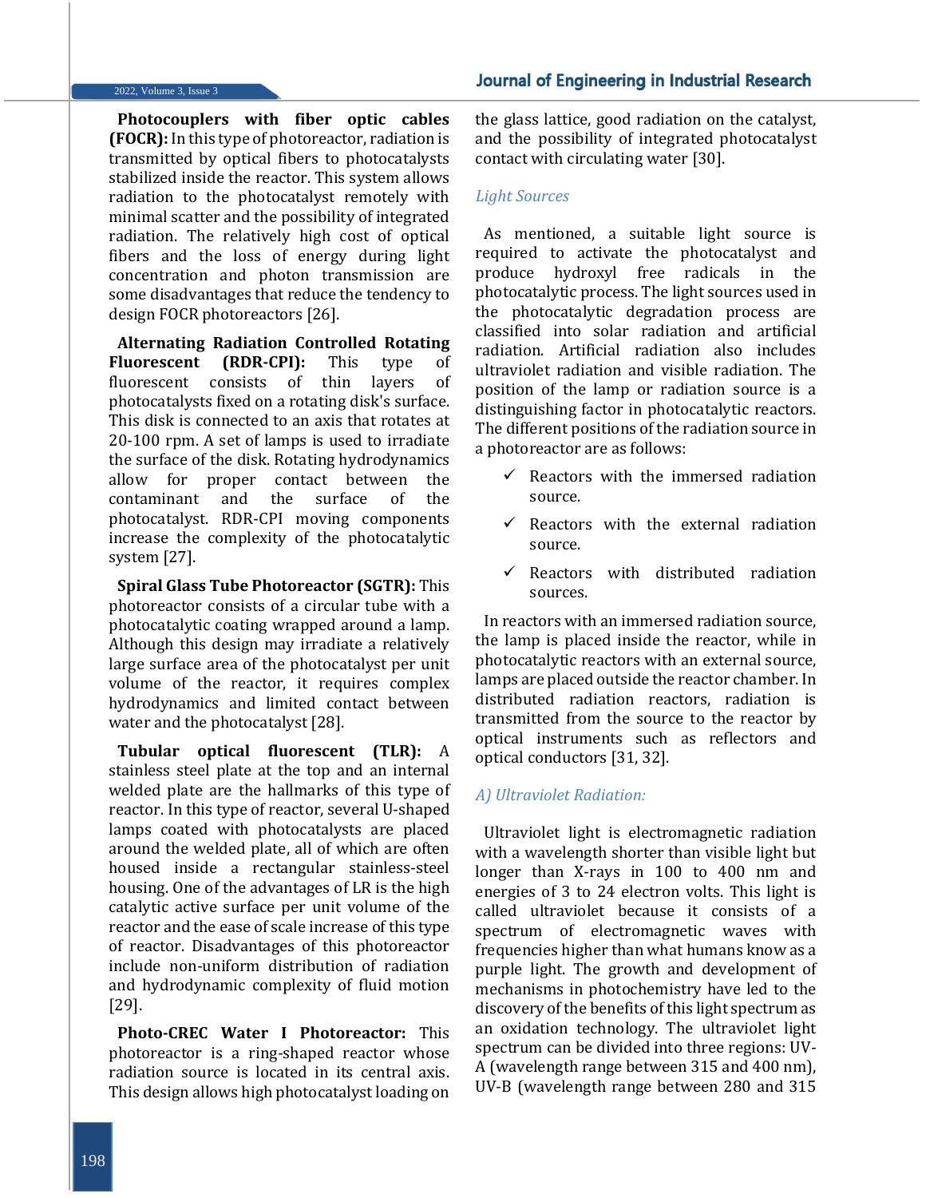**Photocouplers with fiber optic cables (FOCR):** In this type of photoreactor, radiation is transmitted by optical fibers to photocatalysts stabilized inside the reactor. This system allows radiation to the photocatalyst remotely with minimal scatter and the possibility of integrated radiation. The relatively high cost of optical fibers and the loss of energy during light concentration and photon transmission are some disadvantages that reduce the tendency to design FOCR photoreactors [26].

**Alternating Radiation Controlled Rotating Fluorescent (RDR-CPI):** This type of fluorescent consists of thin layers of photocatalysts fixed on a rotating disk's surface. This disk is connected to an axis that rotates at 20-100 rpm. A set of lamps is used to irradiate the surface of the disk. Rotating hydrodynamics allow for proper contact between the contaminant and the surface of the photocatalyst. RDR-CPI moving components increase the complexity of the photocatalytic system [27].

**Spiral Glass Tube Photoreactor (SGTR):** This photoreactor consists of a circular tube with a photocatalytic coating wrapped around a lamp. Although this design may irradiate a relatively large surface area of the photocatalyst per unit volume of the reactor, it requires complex hydrodynamics and limited contact between water and the photocatalyst [28].

**Tubular optical fluorescent (TLR):** A stainless steel plate at the top and an internal welded plate are the hallmarks of this type of reactor. In this type of reactor, several U-shaped lamps coated with photocatalysts are placed around the welded plate, all of which are often housed inside a rectangular stainless-steel housing. One of the advantages of LR is the high catalytic active surface per unit volume of the reactor and the ease of scale increase of this type of reactor. Disadvantages of this photoreactor include non-uniform distribution of radiation and hydrodynamic complexity of fluid motion [29].

**Photo-CREC Water I Photoreactor:** This photoreactor is a ring-shaped reactor whose radiation source is located in its central axis. This design allows high photocatalyst loading on the glass lattice, good radiation on the catalyst, and the possibility of integrated photocatalyst contact with circulating water [30].

### *Light Sources*

As mentioned, a suitable light source is required to activate the photocatalyst and produce hydroxyl free radicals in the photocatalytic process. The light sources used in the photocatalytic degradation process are classified into solar radiation and artificial radiation. Artificial radiation also includes ultraviolet radiation and visible radiation. The position of the lamp or radiation source is a distinguishing factor in photocatalytic reactors. The different positions of the radiation source in a photoreactor are as follows:

- ✓ Reactors with the immersed radiation source.
- ✓ Reactors with the external radiation source.
- ✓ Reactors with distributed radiation sources.

In reactors with an immersed radiation source, the lamp is placed inside the reactor, while in photocatalytic reactors with an external source, lamps are placed outside the reactor chamber. In distributed radiation reactors, radiation is transmitted from the source to the reactor by optical instruments such as reflectors and optical conductors [31, 32].

#### *A) Ultraviolet Radiation:*

Ultraviolet light is electromagnetic radiation with a wavelength shorter than visible light but longer than X-rays in 100 to 400 nm and energies of 3 to 24 electron volts. This light is called ultraviolet because it consists of a spectrum of electromagnetic waves with frequencies higher than what humans know as a purple light. The growth and development of mechanisms in photochemistry have led to the discovery of the benefits of this light spectrum as an oxidation technology. The ultraviolet light spectrum can be divided into three regions: UV-A (wavelength range between 315 and 400 nm), UV-B (wavelength range between 280 and 315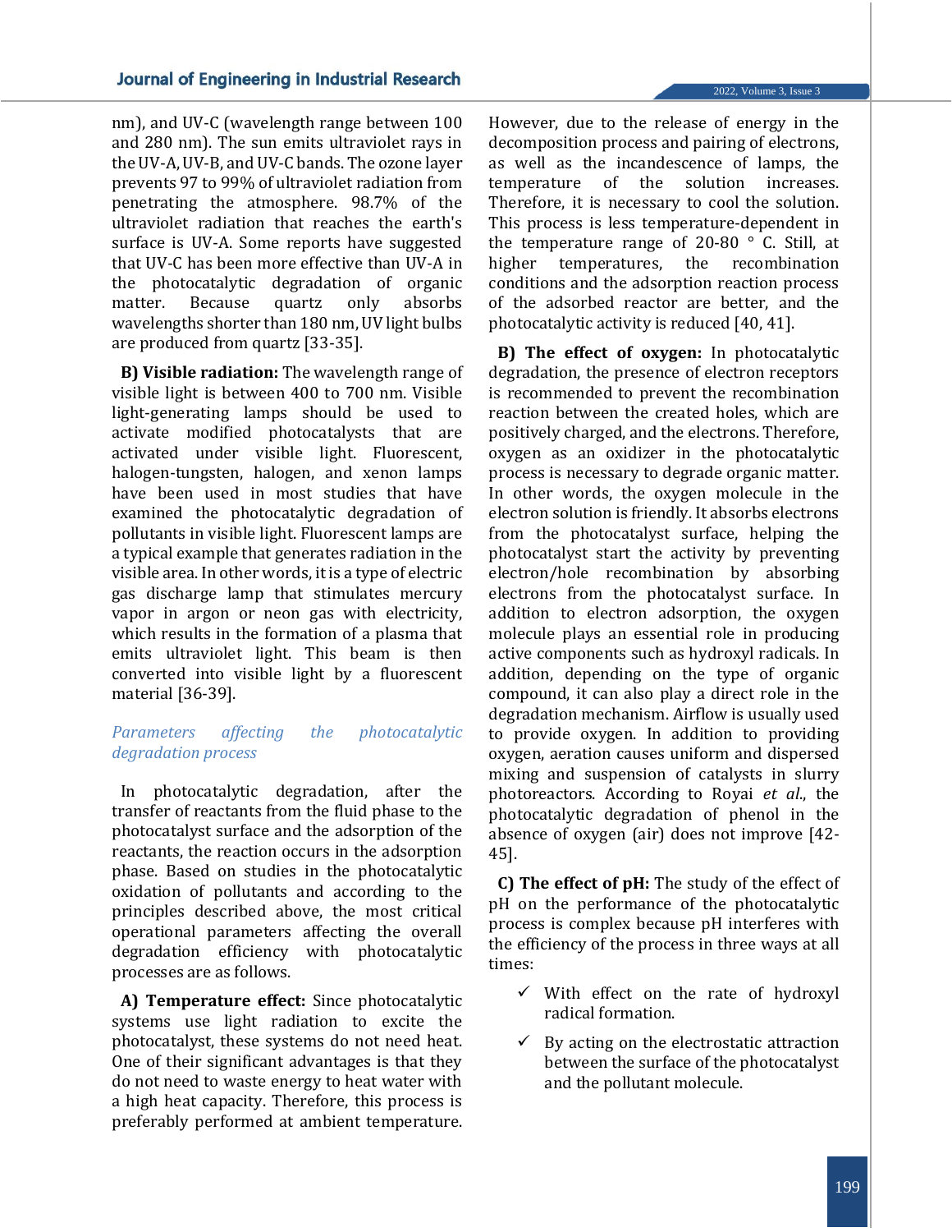nm), and UV-C (wavelength range between 100 and 280 nm). The sun emits ultraviolet rays in the UV-A, UV-B, and UV-C bands. The ozone layer prevents 97 to 99% of ultraviolet radiation from penetrating the atmosphere. 98.7% of the ultraviolet radiation that reaches the earth's surface is UV-A. Some reports have suggested that UV-C has been more effective than UV-A in the photocatalytic degradation of organic matter. Because quartz only absorbs wavelengths shorter than 180 nm, UV light bulbs are produced from quartz [33-35].

**B) Visible radiation:** The wavelength range of visible light is between 400 to 700 nm. Visible light-generating lamps should be used to activate modified photocatalysts that are activated under visible light. Fluorescent, halogen-tungsten, halogen, and xenon lamps have been used in most studies that have examined the photocatalytic degradation of pollutants in visible light. Fluorescent lamps are a typical example that generates radiation in the visible area. In other words, it is a type of electric gas discharge lamp that stimulates mercury vapor in argon or neon gas with electricity, which results in the formation of a plasma that emits ultraviolet light. This beam is then converted into visible light by a fluorescent material [36-39].

## *Parameters affecting the photocatalytic degradation process*

In photocatalytic degradation, after the transfer of reactants from the fluid phase to the photocatalyst surface and the adsorption of the reactants, the reaction occurs in the adsorption phase. Based on studies in the photocatalytic oxidation of pollutants and according to the principles described above, the most critical operational parameters affecting the overall degradation efficiency with photocatalytic processes are as follows.

**A) Temperature effect:** Since photocatalytic systems use light radiation to excite the photocatalyst, these systems do not need heat. One of their significant advantages is that they do not need to waste energy to heat water with a high heat capacity. Therefore, this process is preferably performed at ambient temperature. However, due to the release of energy in the decomposition process and pairing of electrons, as well as the incandescence of lamps, the temperature of the solution increases. Therefore, it is necessary to cool the solution. This process is less temperature-dependent in the temperature range of 20-80 ° C. Still, at higher temperatures, the recombination conditions and the adsorption reaction process of the adsorbed reactor are better, and the photocatalytic activity is reduced [40, 41].

**B) The effect of oxygen:** In photocatalytic degradation, the presence of electron receptors is recommended to prevent the recombination reaction between the created holes, which are positively charged, and the electrons. Therefore, oxygen as an oxidizer in the photocatalytic process is necessary to degrade organic matter. In other words, the oxygen molecule in the electron solution is friendly. It absorbs electrons from the photocatalyst surface, helping the photocatalyst start the activity by preventing electron/hole recombination by absorbing electrons from the photocatalyst surface. In addition to electron adsorption, the oxygen molecule plays an essential role in producing active components such as hydroxyl radicals. In addition, depending on the type of organic compound, it can also play a direct role in the degradation mechanism. Airflow is usually used to provide oxygen. In addition to providing oxygen, aeration causes uniform and dispersed mixing and suspension of catalysts in slurry photoreactors. According to Royai *et al.*, the photocatalytic degradation of phenol in the absence of oxygen (air) does not improve [42-45].

**C) The effect of pH:** The study of the effect of pH on the performance of the photocatalytic process is complex because pH interferes with the efficiency of the process in three ways at all times:

- ✓ With effect on the rate of hydroxyl radical formation.
- ✓ By acting on the electrostatic attraction between the surface of the photocatalyst and the pollutant molecule.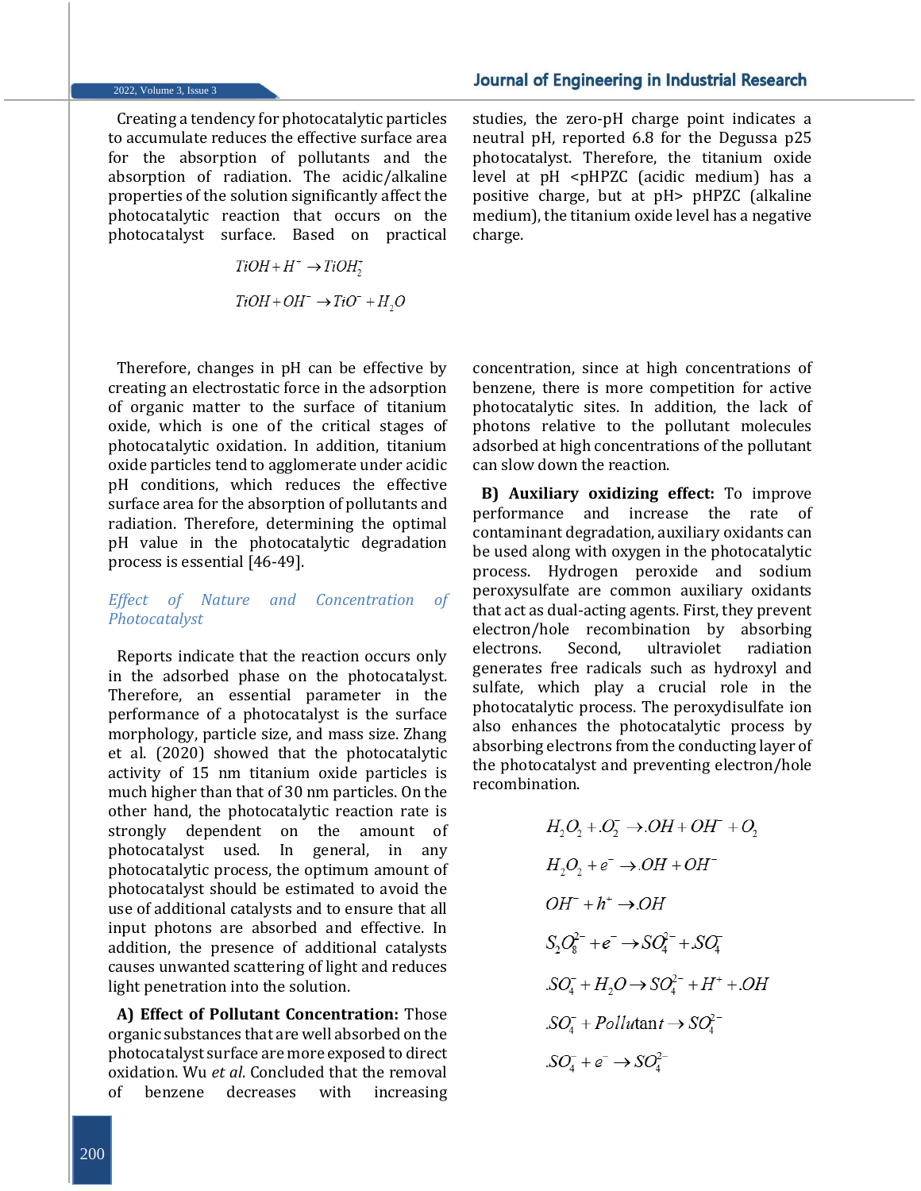Creating a tendency for photocatalytic particles to accumulate reduces the effective surface area for the absorption of pollutants and the absorption of radiation. The acidic/alkaline properties of the solution significantly affect the photocatalytic reaction that occurs on the photocatalyst surface. Based on practical studies, the zero-pH charge point indicates a neutral pH, reported 6.8 for the Degussa p25 photocatalyst. Therefore, the titanium oxide level at pH <pHPZC (acidic medium) has a positive charge, but at pH> pHPZC (alkaline medium), the titanium oxide level has a negative charge.

$$TiOH + H^{+} \rightarrow TiOH_2^{+}$$

$$TiOH + OH^{-} \rightarrow TiO^{-} + H_2O$$

Therefore, changes in pH can be effective by creating an electrostatic force in the adsorption of organic matter to the surface of titanium oxide, which is one of the critical stages of photocatalytic oxidation. In addition, titanium oxide particles tend to agglomerate under acidic pH conditions, which reduces the effective surface area for the absorption of pollutants and radiation. Therefore, determining the optimal pH value in the photocatalytic degradation process is essential [46-49].

### *Effect of Nature and Concentration of Photocatalyst*

Reports indicate that the reaction occurs only in the adsorbed phase on the photocatalyst. Therefore, an essential parameter in the performance of a photocatalyst is the surface morphology, particle size, and mass size. Zhang et al. (2020) showed that the photocatalytic activity of 15 nm titanium oxide particles is much higher than that of 30 nm particles. On the other hand, the photocatalytic reaction rate is strongly dependent on the amount of photocatalyst used. In general, in any photocatalytic process, the optimum amount of photocatalyst should be estimated to avoid the use of additional catalysts and to ensure that all input photons are absorbed and effective. In addition, the presence of additional catalysts causes unwanted scattering of light and reduces light penetration into the solution.

**A) Effect of Pollutant Concentration:** Those organic substances that are well absorbed on the photocatalyst surface are more exposed to direct oxidation. Wu *et al.* Concluded that the removal of benzene decreases with increasing concentration, since at high concentrations of benzene, there is more competition for active photocatalytic sites. In addition, the lack of photons relative to the pollutant molecules adsorbed at high concentrations of the pollutant can slow down the reaction.

**B) Auxiliary oxidizing effect:** To improve performance and increase the rate of contaminant degradation, auxiliary oxidants can be used along with oxygen in the photocatalytic process. Hydrogen peroxide and sodium peroxysulfate are common auxiliary oxidants that act as dual-acting agents. First, they prevent electron/hole recombination by absorbing electrons. Second, ultraviolet radiation generates free radicals such as hydroxyl and sulfate, which play a crucial role in the photocatalytic process. The peroxydisulfate ion also enhances the photocatalytic process by absorbing electrons from the conducting layer of the photocatalyst and preventing electron/hole recombination.

$$H_2O_2 + .O_2^{-} \rightarrow .OH + OH^{-} + O_2$$

$$H_2O_2 + e^{-} \rightarrow .OH + OH^{-}$$

$$OH^{-} + h^{+} \rightarrow .OH$$

$$S_2O_8^{2-} + e^{-} \rightarrow SO_4^{2-} + .SO_4^{-}$$

$$.SO_4^{-} + H_2O \rightarrow SO_4^{2-} + H^{+} + .OH$$

$$.SO_4^{-} + Pollutant \rightarrow SO_4^{2-}$$

$$.SO_4^{-} + e^{-} \rightarrow SO_4^{2-}$$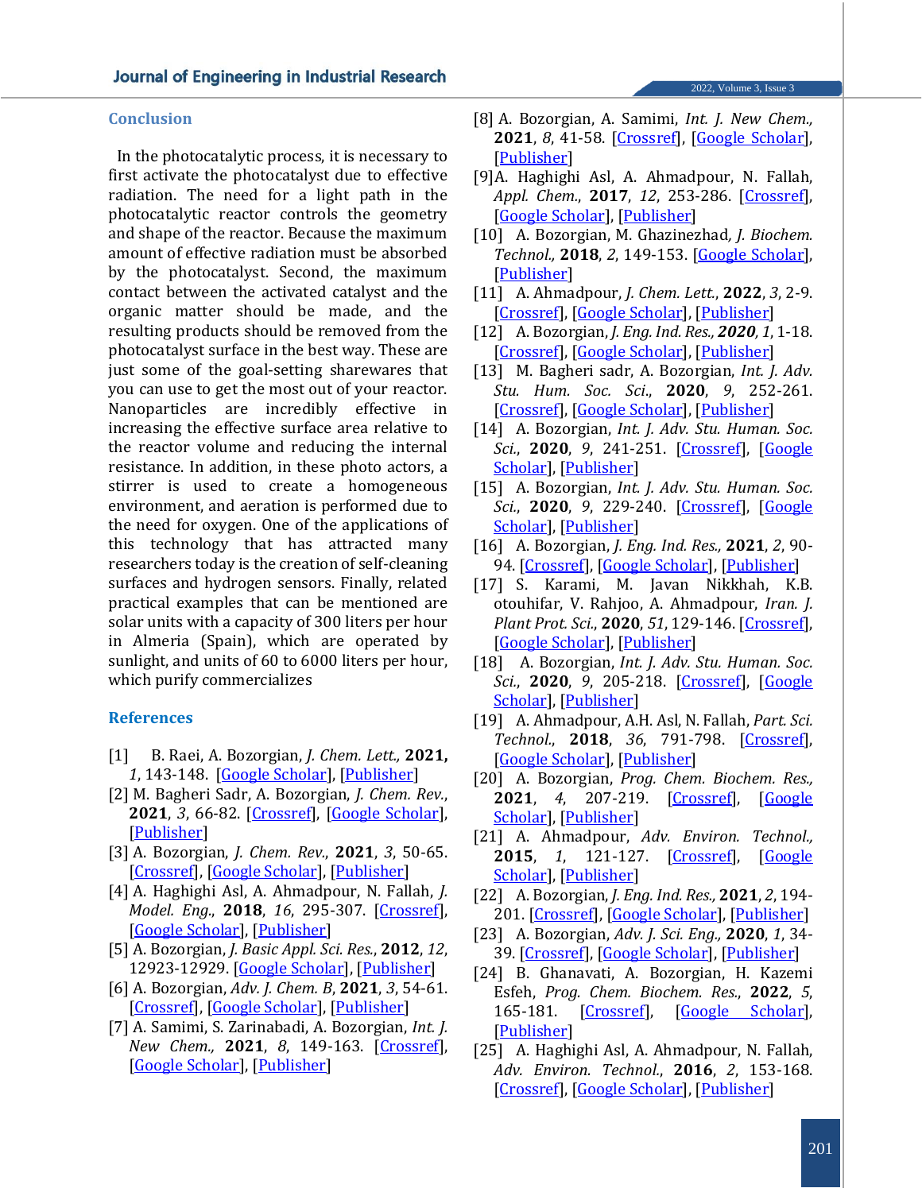## Conclusion

In the photocatalytic process, it is necessary to first activate the photocatalyst due to effective radiation. The need for a light path in the photocatalytic reactor controls the geometry and shape of the reactor. Because the maximum amount of effective radiation must be absorbed by the photocatalyst. Second, the maximum contact between the activated catalyst and the organic matter should be made, and the resulting products should be removed from the photocatalyst surface in the best way. These are just some of the goal-setting sharewares that you can use to get the most out of your reactor. Nanoparticles are incredibly effective in increasing the effective surface area relative to the reactor volume and reducing the internal resistance. In addition, in these photo actors, a stirrer is used to create a homogeneous environment, and aeration is performed due to the need for oxygen. One of the applications of this technology that has attracted many researchers today is the creation of self-cleaning surfaces and hydrogen sensors. Finally, related practical examples that can be mentioned are solar units with a capacity of 300 liters per hour in Almeria (Spain), which are operated by sunlight, and units of 60 to 6000 liters per hour, which purify commercializes

## References

[1] B. Raei, A. Bozorgian, *J. Chem. Lett.*, **2021,** *1*, 143-148. [Google Scholar], [Publisher]

[2] M. Bagheri Sadr, A. Bozorgian, *J. Chem. Rev.*, **2021**, *3*, 66-82. [Crossref], [Google Scholar], [Publisher]

[3] A. Bozorgian, *J. Chem. Rev.*, **2021**, *3*, 50-65. [Crossref], [Google Scholar], [Publisher]

[4] A. Haghighi Asl, A. Ahmadpour, N. Fallah, *J. Model. Eng.*, **2018**, *16*, 295-307. [Crossref], [Google Scholar], [Publisher]

[5] A. Bozorgian, *J. Basic Appl. Sci. Res.*, **2012**, *12*, 12923-12929. [Google Scholar], [Publisher]

[6] A. Bozorgian, *Adv. J. Chem. B*, **2021**, *3*, 54-61. [Crossref], [Google Scholar], [Publisher]

[7] A. Samimi, S. Zarinabadi, A. Bozorgian, *Int. J. New Chem.*, **2021**, *8*, 149-163. [Crossref], [Google Scholar], [Publisher]

[8] A. Bozorgian, A. Samimi, *Int. J. New Chem.*, **2021**, *8*, 41-58. [Crossref], [Google Scholar], [Publisher]

[9] A. Haghighi Asl, A. Ahmadpour, N. Fallah, *Appl. Chem.*, **2017**, *12*, 253-286. [Crossref], [Google Scholar], [Publisher]

[10] A. Bozorgian, M. Ghazinezhad, *J. Biochem. Technol.*, **2018**, *2*, 149-153. [Google Scholar], [Publisher]

[11] A. Ahmadpour, *J. Chem. Lett.*, **2022**, *3*, 2-9. [Crossref], [Google Scholar], [Publisher]

[12] A. Bozorgian, *J. Eng. Ind. Res.*, ***2020***, *1*, 1-18. [Crossref], [Google Scholar], [Publisher]

[13] M. Bagheri sadr, A. Bozorgian, *Int. J. Adv. Stu. Hum. Soc. Sci.*, **2020**, *9*, 252-261. [Crossref], [Google Scholar], [Publisher]

[14] A. Bozorgian, *Int. J. Adv. Stu. Human. Soc. Sci.*, **2020**, *9*, 241-251. [Crossref], [Google Scholar], [Publisher]

[15] A. Bozorgian, *Int. J. Adv. Stu. Human. Soc. Sci.*, **2020**, *9*, 229-240. [Crossref], [Google Scholar], [Publisher]

[16] A. Bozorgian, *J. Eng. Ind. Res.*, **2021**, *2*, 90-94. [Crossref], [Google Scholar], [Publisher]

[17] S. Karami, M. Javan Nikkhah, K.B. otouhifar, V. Rahjoo, A. Ahmadpour, *Iran. J. Plant Prot. Sci.*, **2020**, *51*, 129-146. [Crossref], [Google Scholar], [Publisher]

[18] A. Bozorgian, *Int. J. Adv. Stu. Human. Soc. Sci.*, **2020**, *9*, 205-218. [Crossref], [Google Scholar], [Publisher]

[19] A. Ahmadpour, A.H. Asl, N. Fallah, *Part. Sci. Technol.*, **2018**, *36*, 791-798. [Crossref], [Google Scholar], [Publisher]

[20] A. Bozorgian, *Prog. Chem. Biochem. Res.*, **2021**, *4*, 207-219. [Crossref], [Google Scholar], [Publisher]

[21] A. Ahmadpour, *Adv. Environ. Technol.*, **2015**, *1*, 121-127. [Crossref], [Google Scholar], [Publisher]

[22] A. Bozorgian, *J. Eng. Ind. Res.*, **2021**, *2*, 194-201. [Crossref], [Google Scholar], [Publisher]

[23] A. Bozorgian, *Adv. J. Sci. Eng.*, **2020**, *1*, 34-39. [Crossref], [Google Scholar], [Publisher]

[24] B. Ghanavati, A. Bozorgian, H. Kazemi Esfeh, *Prog. Chem. Biochem. Res.*, **2022**, *5*, 165-181. [Crossref], [Google Scholar], [Publisher]

[25] A. Haghighi Asl, A. Ahmadpour, N. Fallah, *Adv. Environ. Technol.*, **2016**, *2*, 153-168. [Crossref], [Google Scholar], [Publisher]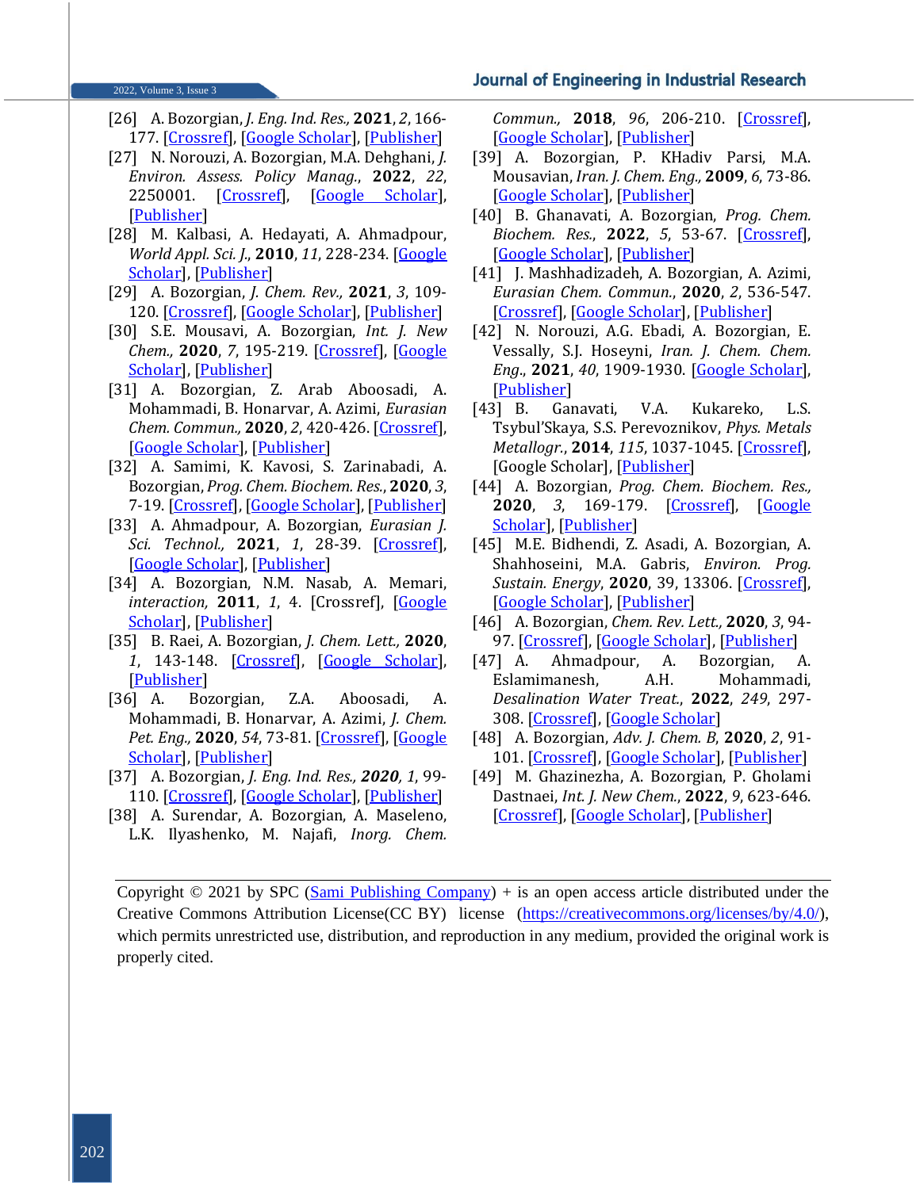[26] A. Bozorgian, *J. Eng. Ind. Res., **2021***, *2*, 166-177. [Crossref], [Google Scholar], [Publisher]

[27] N. Norouzi, A. Bozorgian, M.A. Dehghani, *J. Environ. Assess. Policy Manag.*, **2022**, *22*, 2250001. [Crossref], [Google Scholar], [Publisher]

[28] M. Kalbasi, A. Hedayati, A. Ahmadpour, *World Appl. Sci. J.*, **2010**, *11*, 228-234. [Google Scholar], [Publisher]

[29] A. Bozorgian, *J. Chem. Rev.*, **2021**, *3*, 109-120. [Crossref], [Google Scholar], [Publisher]

[30] S.E. Mousavi, A. Bozorgian, *Int. J. New Chem.*, **2020**, *7*, 195-219. [Crossref], [Google Scholar], [Publisher]

[31] A. Bozorgian, Z. Arab Aboosadi, A. Mohammadi, B. Honarvar, A. Azimi, *Eurasian Chem. Commun.*, **2020**, *2*, 420-426. [Crossref], [Google Scholar], [Publisher]

[32] A. Samimi, K. Kavosi, S. Zarinabadi, A. Bozorgian, *Prog. Chem. Biochem. Res.*, **2020**, *3*, 7-19. [Crossref], [Google Scholar], [Publisher]

[33] A. Ahmadpour, A. Bozorgian, *Eurasian J. Sci. Technol.*, **2021**, *1*, 28-39. [Crossref], [Google Scholar], [Publisher]

[34] A. Bozorgian, N.M. Nasab, A. Memari, *interaction*, **2011**, *1*, 4. [Crossref], [Google Scholar], [Publisher]

[35] B. Raei, A. Bozorgian, *J. Chem. Lett.*, **2020**, *1*, 143-148. [Crossref], [Google Scholar], [Publisher]

[36] A. Bozorgian, Z.A. Aboosadi, A. Mohammadi, B. Honarvar, A. Azimi, *J. Chem. Pet. Eng.*, **2020**, *54*, 73-81. [Crossref], [Google Scholar], [Publisher]

[37] A. Bozorgian, *J. Eng. Ind. Res., **2020***, *1*, 99-110. [Crossref], [Google Scholar], [Publisher]

[38] A. Surendar, A. Bozorgian, A. Maseleno, L.K. Ilyashenko, M. Najafi, *Inorg. Chem. Commun.*, **2018**, *96*, 206-210. [Crossref], [Google Scholar], [Publisher]

[39] A. Bozorgian, P. KHadiv Parsi, M.A. Mousavian, *Iran. J. Chem. Eng.*, **2009**, *6*, 73-86. [Google Scholar], [Publisher]

[40] B. Ghanavati, A. Bozorgian, *Prog. Chem. Biochem. Res.*, **2022**, *5*, 53-67. [Crossref], [Google Scholar], [Publisher]

[41] J. Mashhadizadeh, A. Bozorgian, A. Azimi, *Eurasian Chem. Commun.*, **2020**, *2*, 536-547. [Crossref], [Google Scholar], [Publisher]

[42] N. Norouzi, A.G. Ebadi, A. Bozorgian, E. Vessally, S.J. Hoseyni, *Iran. J. Chem. Chem. Eng.*, **2021**, *40*, 1909-1930. [Google Scholar], [Publisher]

[43] B. Ganavati, V.A. Kukareko, L.S. Tsybul'Skaya, S.S. Perevoznikov, *Phys. Metals Metallogr.*, **2014**, *115*, 1037-1045. [Crossref], [Google Scholar], [Publisher]

[44] A. Bozorgian, *Prog. Chem. Biochem. Res.*, **2020**, *3*, 169-179. [Crossref], [Google Scholar], [Publisher]

[45] M.E. Bidhendi, Z. Asadi, A. Bozorgian, A. Shahhoseini, M.A. Gabris, *Environ. Prog. Sustain. Energy*, **2020**, 39, 13306. [Crossref], [Google Scholar], [Publisher]

[46] A. Bozorgian, *Chem. Rev. Lett.*, **2020**, *3*, 94-97. [Crossref], [Google Scholar], [Publisher]

[47] A. Ahmadpour, A. Bozorgian, A. Eslamimanesh, A.H. Mohammadi, *Desalination Water Treat.*, **2022**, *249*, 297-308. [Crossref], [Google Scholar]

[48] A. Bozorgian, *Adv. J. Chem. B*, **2020**, *2*, 91-101. [Crossref], [Google Scholar], [Publisher]

[49] M. Ghazinezha, A. Bozorgian, P. Gholami Dastnaei, *Int. J. New Chem.*, **2022**, *9*, 623-646. [Crossref], [Google Scholar], [Publisher]

---

Copyright © 2021 by SPC (Sami Publishing Company) + is an open access article distributed under the Creative Commons Attribution License(CC BY) license (https://creativecommons.org/licenses/by/4.0/), which permits unrestricted use, distribution, and reproduction in any medium, provided the original work is properly cited.